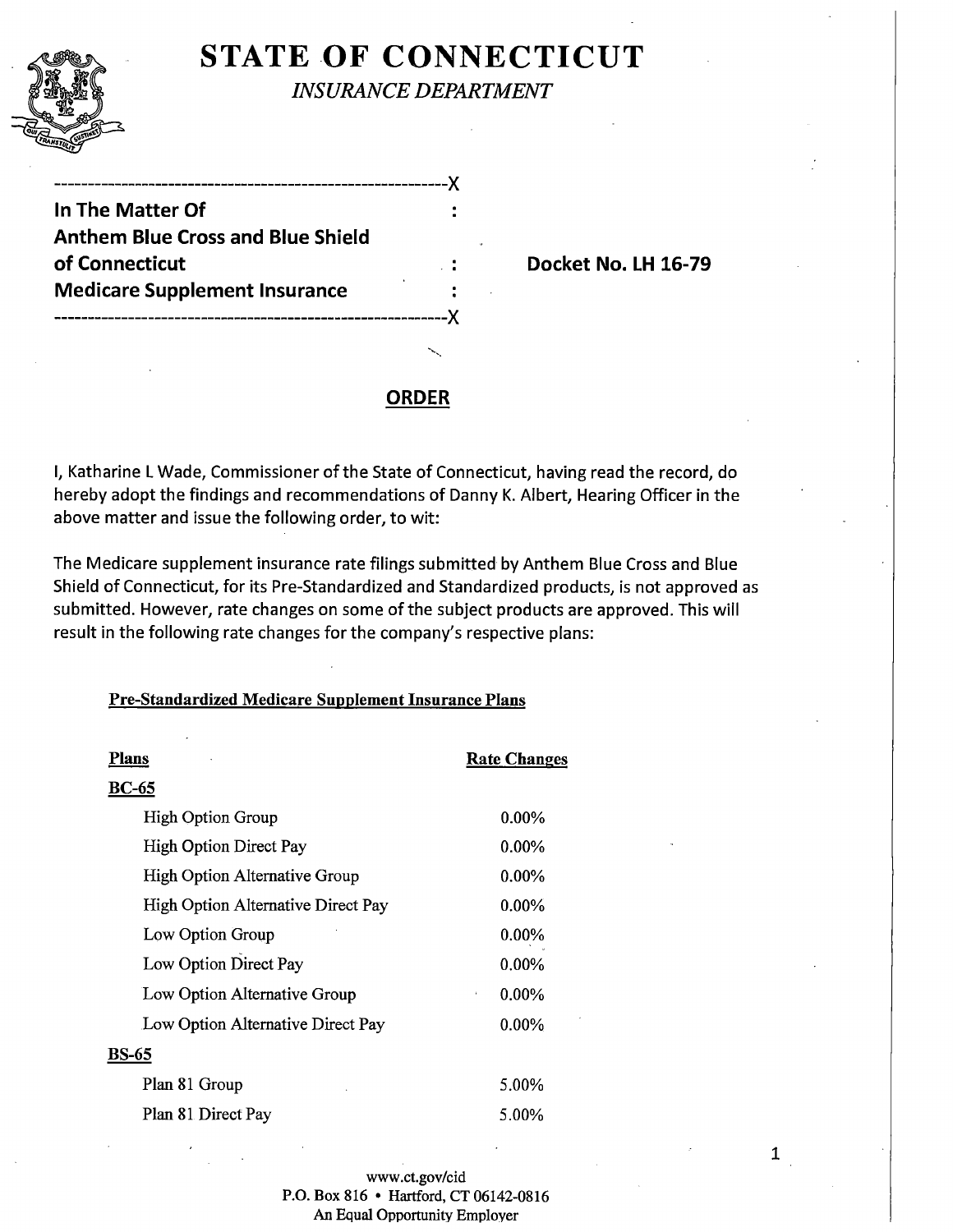# STATE OF CONNECTICUT

*INSURANCE DEPARTMENT*

---------------------------------------------------------X

**In The Matter Of** :

**Anthem Blue Cross and Blue Shield of Connecticut** : **Docket No. LH 16-79**

**Medicare Supplement Insurance** :

---------------------------------------------------------X

## ORDER

I, Katharine L Wade, Commissioner of the State of Connecticut, having read the record, do hereby adopt the findings and recommendations of Danny K. Albert, Hearing Officer in the above matter and issue the following order, to wit:

The Medicare supplement insurance rate filings submitted by Anthem Blue Cross and Blue Shield of Connecticut, for its Pre-Standardized and Standardized products, is not approved as submitted. However, rate changes on some of the subject products are approved. This will result in the following rate changes for the company's respective plans:

**Pre-Standardized Medicare Supplement Insurance Plans**

| Plans | Rate Changes |
|---|---|
| **BC-65** | |
| High Option Group | 0.00% |
| High Option Direct Pay | 0.00% |
| High Option Alternative Group | 0.00% |
| High Option Alternative Direct Pay | 0.00% |
| Low Option Group | 0.00% |
| Low Option Direct Pay | 0.00% |
| Low Option Alternative Group | 0.00% |
| Low Option Alternative Direct Pay | 0.00% |
| **BS-65** | |
| Plan 81 Group | 5.00% |
| Plan 81 Direct Pay | 5.00% |

www.ct.gov/cid
P.O. Box 816 • Hartford, CT 06142-0816
An Equal Opportunity Employer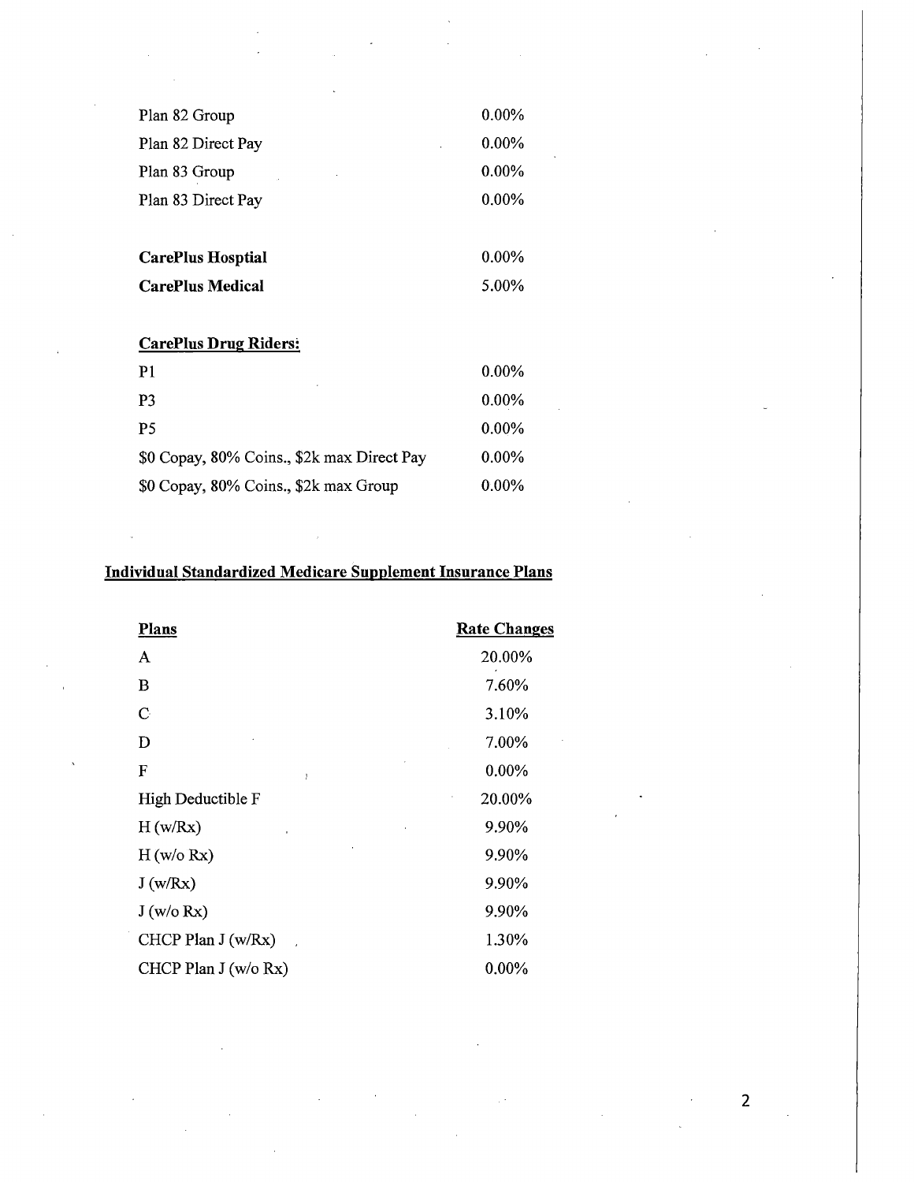| | |
|---|---|
| Plan 82 Group | 0.00% |
| Plan 82 Direct Pay | 0.00% |
| Plan 83 Group | 0.00% |
| Plan 83 Direct Pay | 0.00% |

| | |
|---|---|
| **CarePlus Hosptial** | 0.00% |
| **CarePlus Medical** | 5.00% |

**CarePlus Drug Riders:**

| | |
|---|---|
| P1 | 0.00% |
| P3 | 0.00% |
| P5 | 0.00% |
| $0 Copay, 80% Coins., $2k max Direct Pay | 0.00% |
| $0 Copay, 80% Coins., $2k max Group | 0.00% |

## Individual Standardized Medicare Supplement Insurance Plans

| Plans | Rate Changes |
|---|---|
| A | 20.00% |
| B | 7.60% |
| C | 3.10% |
| D | 7.00% |
| F | 0.00% |
| High Deductible F | 20.00% |
| H (w/Rx) | 9.90% |
| H (w/o Rx) | 9.90% |
| J (w/Rx) | 9.90% |
| J (w/o Rx) | 9.90% |
| CHCP Plan J (w/Rx) | 1.30% |
| CHCP Plan J (w/o Rx) | 0.00% |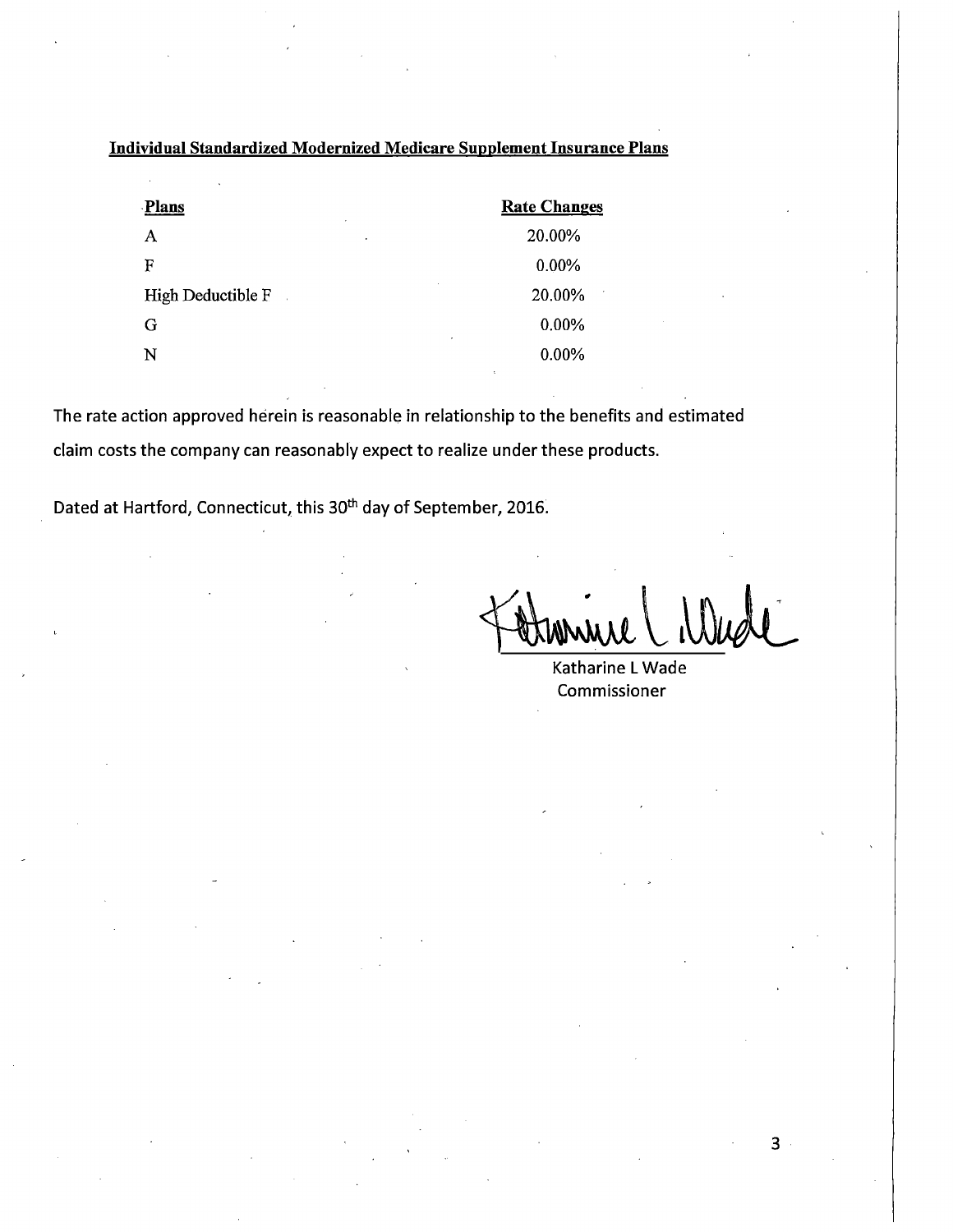**Individual Standardized Modernized Medicare Supplement Insurance Plans**

| Plans | Rate Changes |
|---|---|
| A | 20.00% |
| F | 0.00% |
| High Deductible F | 20.00% |
| G | 0.00% |
| N | 0.00% |

The rate action approved herein is reasonable in relationship to the benefits and estimated claim costs the company can reasonably expect to realize under these products.

Dated at Hartford, Connecticut, this 30th day of September, 2016.

Katharine L Wade
Commissioner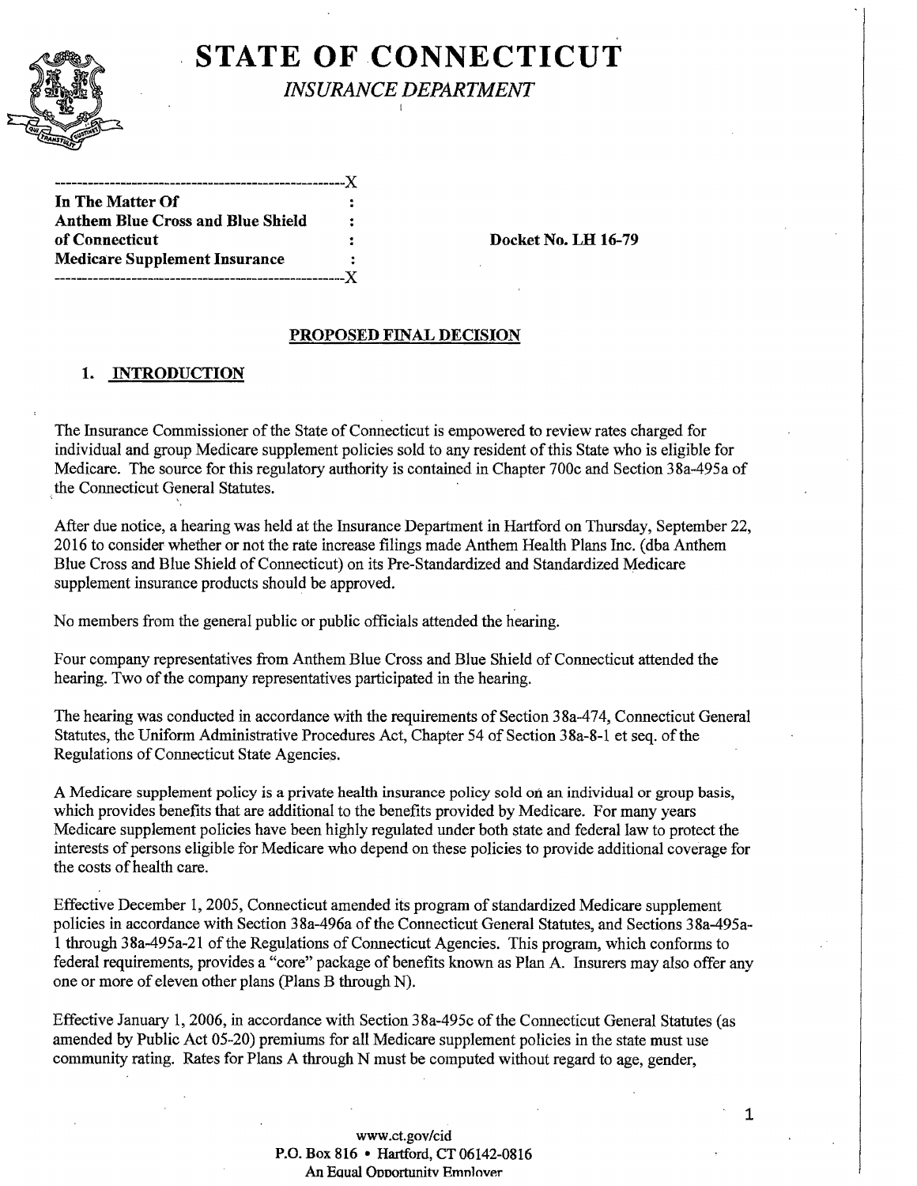# STATE OF CONNECTICUT

*INSURANCE DEPARTMENT*

| | | |
|---|---|---|
| **In The Matter Of** | : | |
| **Anthem Blue Cross and Blue Shield** | : | |
| **of Connecticut** | : | **Docket No. LH 16-79** |
| **Medicare Supplement Insurance** | : | |

**PROPOSED FINAL DECISION**

## 1. INTRODUCTION

The Insurance Commissioner of the State of Connecticut is empowered to review rates charged for individual and group Medicare supplement policies sold to any resident of this State who is eligible for Medicare. The source for this regulatory authority is contained in Chapter 700c and Section 38a-495a of the Connecticut General Statutes.

After due notice, a hearing was held at the Insurance Department in Hartford on Thursday, September 22, 2016 to consider whether or not the rate increase filings made Anthem Health Plans Inc. (dba Anthem Blue Cross and Blue Shield of Connecticut) on its Pre-Standardized and Standardized Medicare supplement insurance products should be approved.

No members from the general public or public officials attended the hearing.

Four company representatives from Anthem Blue Cross and Blue Shield of Connecticut attended the hearing. Two of the company representatives participated in the hearing.

The hearing was conducted in accordance with the requirements of Section 38a-474, Connecticut General Statutes, the Uniform Administrative Procedures Act, Chapter 54 of Section 38a-8-1 et seq. of the Regulations of Connecticut State Agencies.

A Medicare supplement policy is a private health insurance policy sold on an individual or group basis, which provides benefits that are additional to the benefits provided by Medicare. For many years Medicare supplement policies have been highly regulated under both state and federal law to protect the interests of persons eligible for Medicare who depend on these policies to provide additional coverage for the costs of health care.

Effective December 1, 2005, Connecticut amended its program of standardized Medicare supplement policies in accordance with Section 38a-496a of the Connecticut General Statutes, and Sections 38a-495a-1 through 38a-495a-21 of the Regulations of Connecticut Agencies. This program, which conforms to federal requirements, provides a "core" package of benefits known as Plan A. Insurers may also offer any one or more of eleven other plans (Plans B through N).

Effective January 1, 2006, in accordance with Section 38a-495c of the Connecticut General Statutes (as amended by Public Act 05-20) premiums for all Medicare supplement policies in the state must use community rating. Rates for Plans A through N must be computed without regard to age, gender,

www.ct.gov/cid
P.O. Box 816 • Hartford, CT 06142-0816
An Equal Opportunity Employer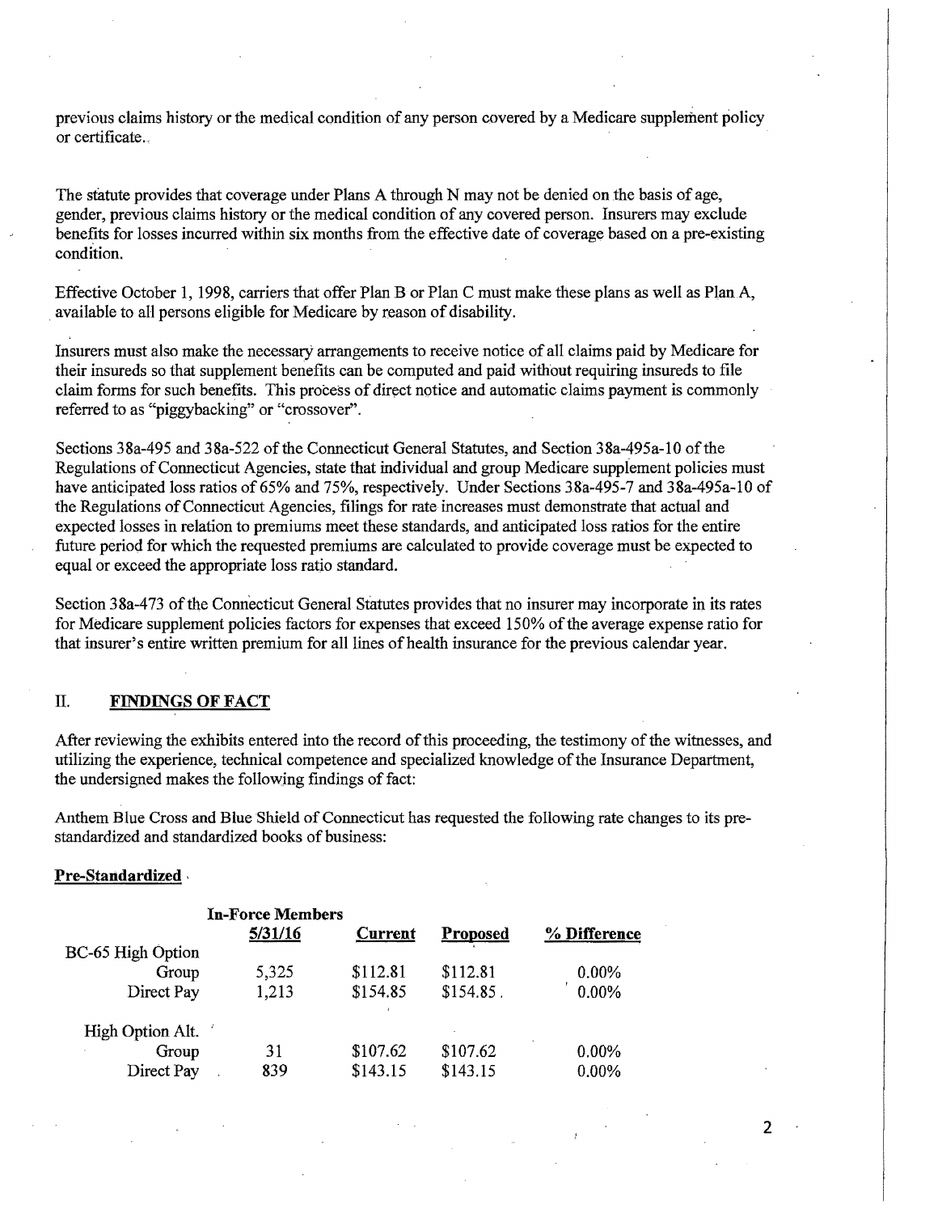previous claims history or the medical condition of any person covered by a Medicare supplement policy or certificate.

The statute provides that coverage under Plans A through N may not be denied on the basis of age, gender, previous claims history or the medical condition of any covered person. Insurers may exclude benefits for losses incurred within six months from the effective date of coverage based on a pre-existing condition.

Effective October 1, 1998, carriers that offer Plan B or Plan C must make these plans as well as Plan A, available to all persons eligible for Medicare by reason of disability.

Insurers must also make the necessary arrangements to receive notice of all claims paid by Medicare for their insureds so that supplement benefits can be computed and paid without requiring insureds to file claim forms for such benefits. This process of direct notice and automatic claims payment is commonly referred to as "piggybacking" or "crossover".

Sections 38a-495 and 38a-522 of the Connecticut General Statutes, and Section 38a-495a-10 of the Regulations of Connecticut Agencies, state that individual and group Medicare supplement policies must have anticipated loss ratios of 65% and 75%, respectively. Under Sections 38a-495-7 and 38a-495a-10 of the Regulations of Connecticut Agencies, filings for rate increases must demonstrate that actual and expected losses in relation to premiums meet these standards, and anticipated loss ratios for the entire future period for which the requested premiums are calculated to provide coverage must be expected to equal or exceed the appropriate loss ratio standard.

Section 38a-473 of the Connecticut General Statutes provides that no insurer may incorporate in its rates for Medicare supplement policies factors for expenses that exceed 150% of the average expense ratio for that insurer's entire written premium for all lines of health insurance for the previous calendar year.

## II. FINDINGS OF FACT

After reviewing the exhibits entered into the record of this proceeding, the testimony of the witnesses, and utilizing the experience, technical competence and specialized knowledge of the Insurance Department, the undersigned makes the following findings of fact:

Anthem Blue Cross and Blue Shield of Connecticut has requested the following rate changes to its pre-standardized and standardized books of business:

**Pre-Standardized**

| | In-Force Members 5/31/16 | Current | Proposed | % Difference |
|---|---|---|---|---|
| BC-65 High Option | | | | |
| Group | 5,325 | $112.81 | $112.81 | 0.00% |
| Direct Pay | 1,213 | $154.85 | $154.85 | 0.00% |
| High Option Alt. | | | | |
| Group | 31 | $107.62 | $107.62 | 0.00% |
| Direct Pay | 839 | $143.15 | $143.15 | 0.00% |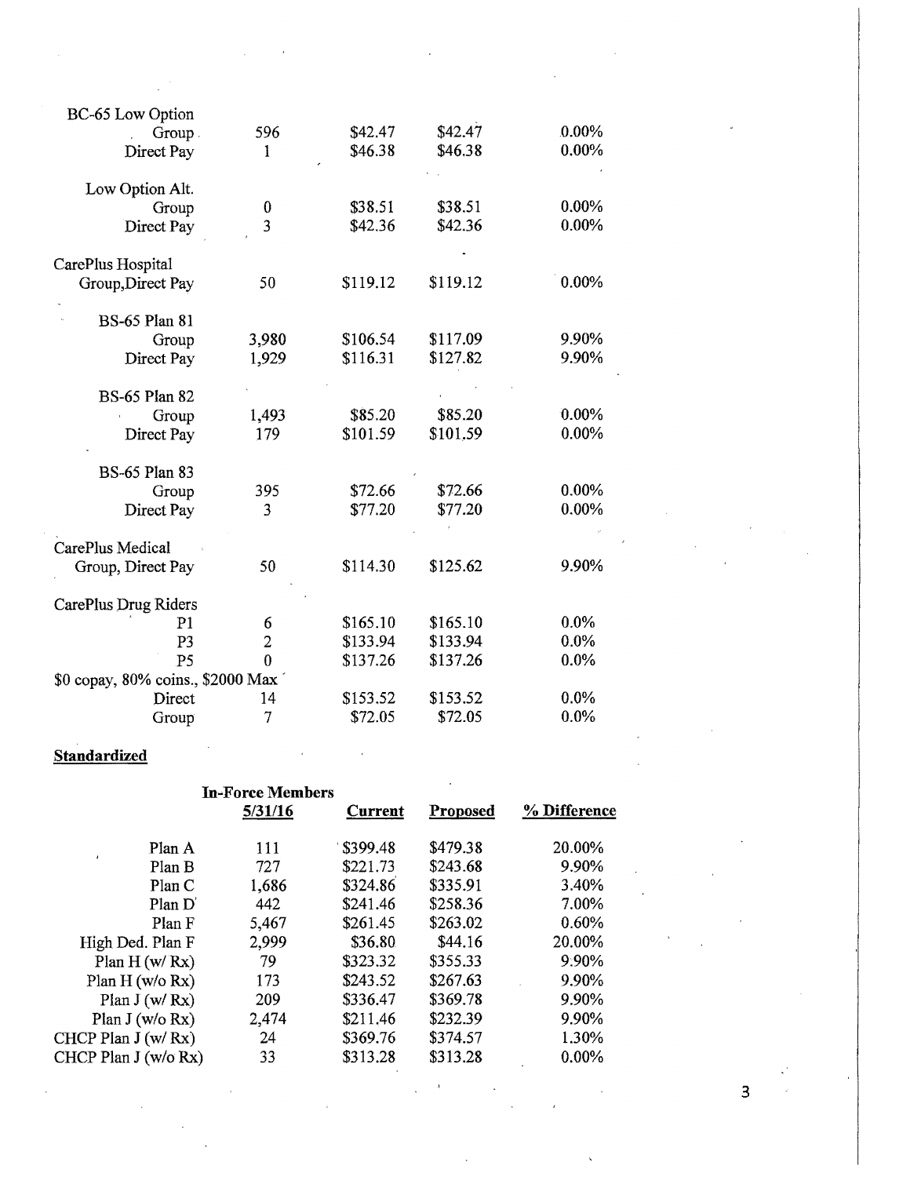| | | | | |
|---|---|---|---|---|
| BC-65 Low Option | | | | |
| Group | 596 | $42.47 | $42.47 | 0.00% |
| Direct Pay | 1 | $46.38 | $46.38 | 0.00% |
| Low Option Alt. | | | | |
| Group | 0 | $38.51 | $38.51 | 0.00% |
| Direct Pay | 3 | $42.36 | $42.36 | 0.00% |
| CarePlus Hospital | | | | |
| Group,Direct Pay | 50 | $119.12 | $119.12 | 0.00% |
| BS-65 Plan 81 | | | | |
| Group | 3,980 | $106.54 | $117.09 | 9.90% |
| Direct Pay | 1,929 | $116.31 | $127.82 | 9.90% |
| BS-65 Plan 82 | | | | |
| Group | 1,493 | $85.20 | $85.20 | 0.00% |
| Direct Pay | 179 | $101.59 | $101.59 | 0.00% |
| BS-65 Plan 83 | | | | |
| Group | 395 | $72.66 | $72.66 | 0.00% |
| Direct Pay | 3 | $77.20 | $77.20 | 0.00% |
| CarePlus Medical | | | | |
| Group, Direct Pay | 50 | $114.30 | $125.62 | 9.90% |
| CarePlus Drug Riders | | | | |
| P1 | 6 | $165.10 | $165.10 | 0.0% |
| P3 | 2 | $133.94 | $133.94 | 0.0% |
| P5 | 0 | $137.26 | $137.26 | 0.0% |
| $0 copay, 80% coins., $2000 Max | | | | |
| Direct | 14 | $153.52 | $153.52 | 0.0% |
| Group | 7 | $72.05 | $72.05 | 0.0% |

**Standardized**

| | In-Force Members 5/31/16 | Current | Proposed | % Difference |
|---|---|---|---|---|
| Plan A | 111 | $399.48 | $479.38 | 20.00% |
| Plan B | 727 | $221.73 | $243.68 | 9.90% |
| Plan C | 1,686 | $324.86 | $335.91 | 3.40% |
| Plan D | 442 | $241.46 | $258.36 | 7.00% |
| Plan F | 5,467 | $261.45 | $263.02 | 0.60% |
| High Ded. Plan F | 2,999 | $36.80 | $44.16 | 20.00% |
| Plan H (w/ Rx) | 79 | $323.32 | $355.33 | 9.90% |
| Plan H (w/o Rx) | 173 | $243.52 | $267.63 | 9.90% |
| Plan J (w/ Rx) | 209 | $336.47 | $369.78 | 9.90% |
| Plan J (w/o Rx) | 2,474 | $211.46 | $232.39 | 9.90% |
| CHCP Plan J (w/ Rx) | 24 | $369.76 | $374.57 | 1.30% |
| CHCP Plan J (w/o Rx) | 33 | $313.28 | $313.28 | 0.00% |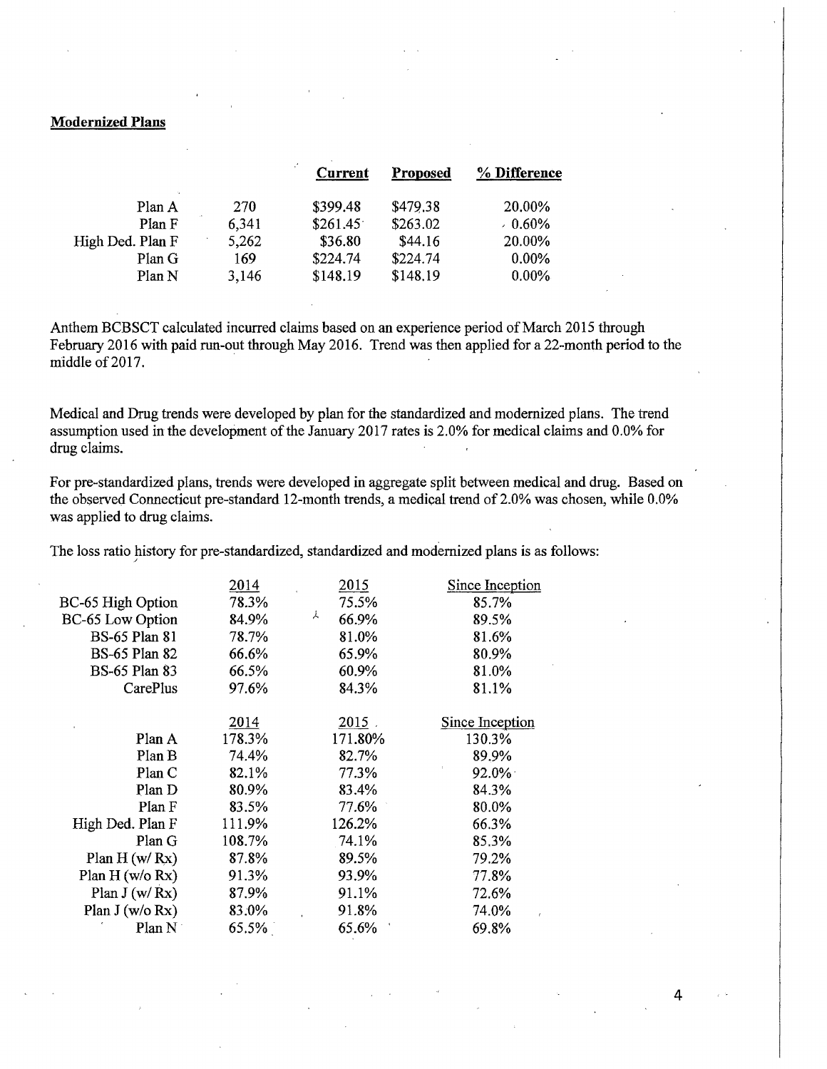**Modernized Plans**

| | | Current | Proposed | % Difference |
|---|---|---|---|---|
| Plan A | 270 | \$399.48 | \$479.38 | 20.00% |
| Plan F | 6,341 | \$261.45 | \$263.02 | 0.60% |
| High Ded. Plan F | 5,262 | \$36.80 | \$44.16 | 20.00% |
| Plan G | 169 | \$224.74 | \$224.74 | 0.00% |
| Plan N | 3,146 | \$148.19 | \$148.19 | 0.00% |

Anthem BCBSCT calculated incurred claims based on an experience period of March 2015 through February 2016 with paid run-out through May 2016. Trend was then applied for a 22-month period to the middle of 2017.

Medical and Drug trends were developed by plan for the standardized and modernized plans. The trend assumption used in the development of the January 2017 rates is 2.0% for medical claims and 0.0% for drug claims.

For pre-standardized plans, trends were developed in aggregate split between medical and drug. Based on the observed Connecticut pre-standard 12-month trends, a medical trend of 2.0% was chosen, while 0.0% was applied to drug claims.

The loss ratio history for pre-standardized, standardized and modernized plans is as follows:

| | 2014 | 2015 | Since Inception |
|---|---|---|---|
| BC-65 High Option | 78.3% | 75.5% | 85.7% |
| BC-65 Low Option | 84.9% | 66.9% | 89.5% |
| BS-65 Plan 81 | 78.7% | 81.0% | 81.6% |
| BS-65 Plan 82 | 66.6% | 65.9% | 80.9% |
| BS-65 Plan 83 | 66.5% | 60.9% | 81.0% |
| CarePlus | 97.6% | 84.3% | 81.1% |

| | 2014 | 2015 | Since Inception |
|---|---|---|---|
| Plan A | 178.3% | 171.80% | 130.3% |
| Plan B | 74.4% | 82.7% | 89.9% |
| Plan C | 82.1% | 77.3% | 92.0% |
| Plan D | 80.9% | 83.4% | 84.3% |
| Plan F | 83.5% | 77.6% | 80.0% |
| High Ded. Plan F | 111.9% | 126.2% | 66.3% |
| Plan G | 108.7% | 74.1% | 85.3% |
| Plan H (w/ Rx) | 87.8% | 89.5% | 79.2% |
| Plan H (w/o Rx) | 91.3% | 93.9% | 77.8% |
| Plan J (w/ Rx) | 87.9% | 91.1% | 72.6% |
| Plan J (w/o Rx) | 83.0% | 91.8% | 74.0% |
| Plan N | 65.5% | 65.6% | 69.8% |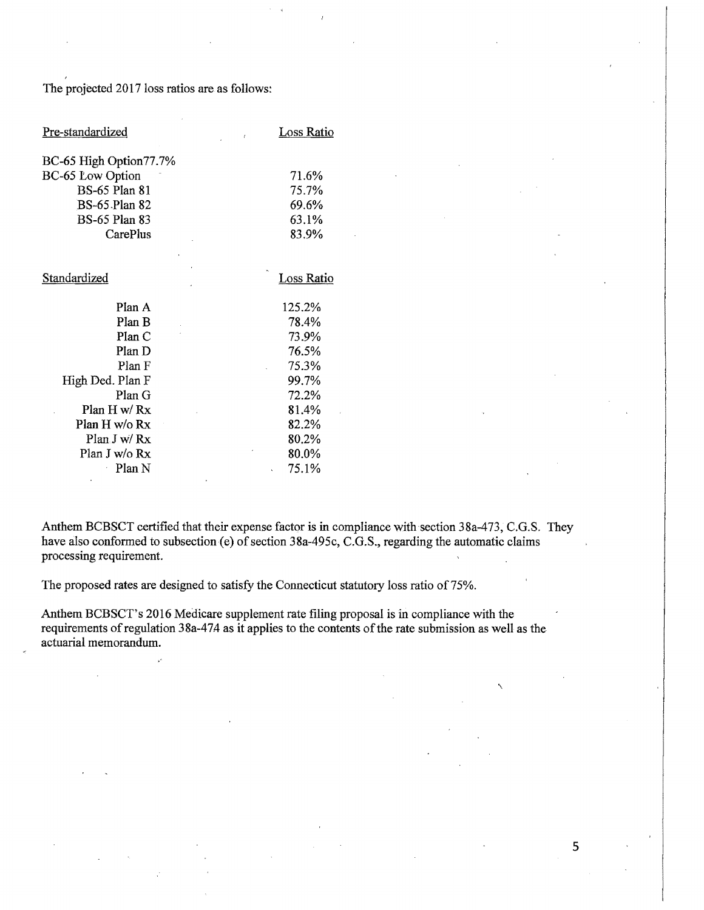The projected 2017 loss ratios are as follows:

| Pre-standardized | Loss Ratio |
| --- | --- |
| BC-65 High Option | 77.7% |
| BC-65 Low Option | 71.6% |
| BS-65 Plan 81 | 75.7% |
| BS-65 Plan 82 | 69.6% |
| BS-65 Plan 83 | 63.1% |
| CarePlus | 83.9% |

| Standardized | Loss Ratio |
| --- | --- |
| Plan A | 125.2% |
| Plan B | 78.4% |
| Plan C | 73.9% |
| Plan D | 76.5% |
| Plan F | 75.3% |
| High Ded. Plan F | 99.7% |
| Plan G | 72.2% |
| Plan H w/ Rx | 81.4% |
| Plan H w/o Rx | 82.2% |
| Plan J w/ Rx | 80.2% |
| Plan J w/o Rx | 80.0% |
| Plan N | 75.1% |

Anthem BCBSCT certified that their expense factor is in compliance with section 38a-473, C.G.S. They have also conformed to subsection (e) of section 38a-495c, C.G.S., regarding the automatic claims processing requirement.

The proposed rates are designed to satisfy the Connecticut statutory loss ratio of 75%.

Anthem BCBSCT's 2016 Medicare supplement rate filing proposal is in compliance with the requirements of regulation 38a-474 as it applies to the contents of the rate submission as well as the actuarial memorandum.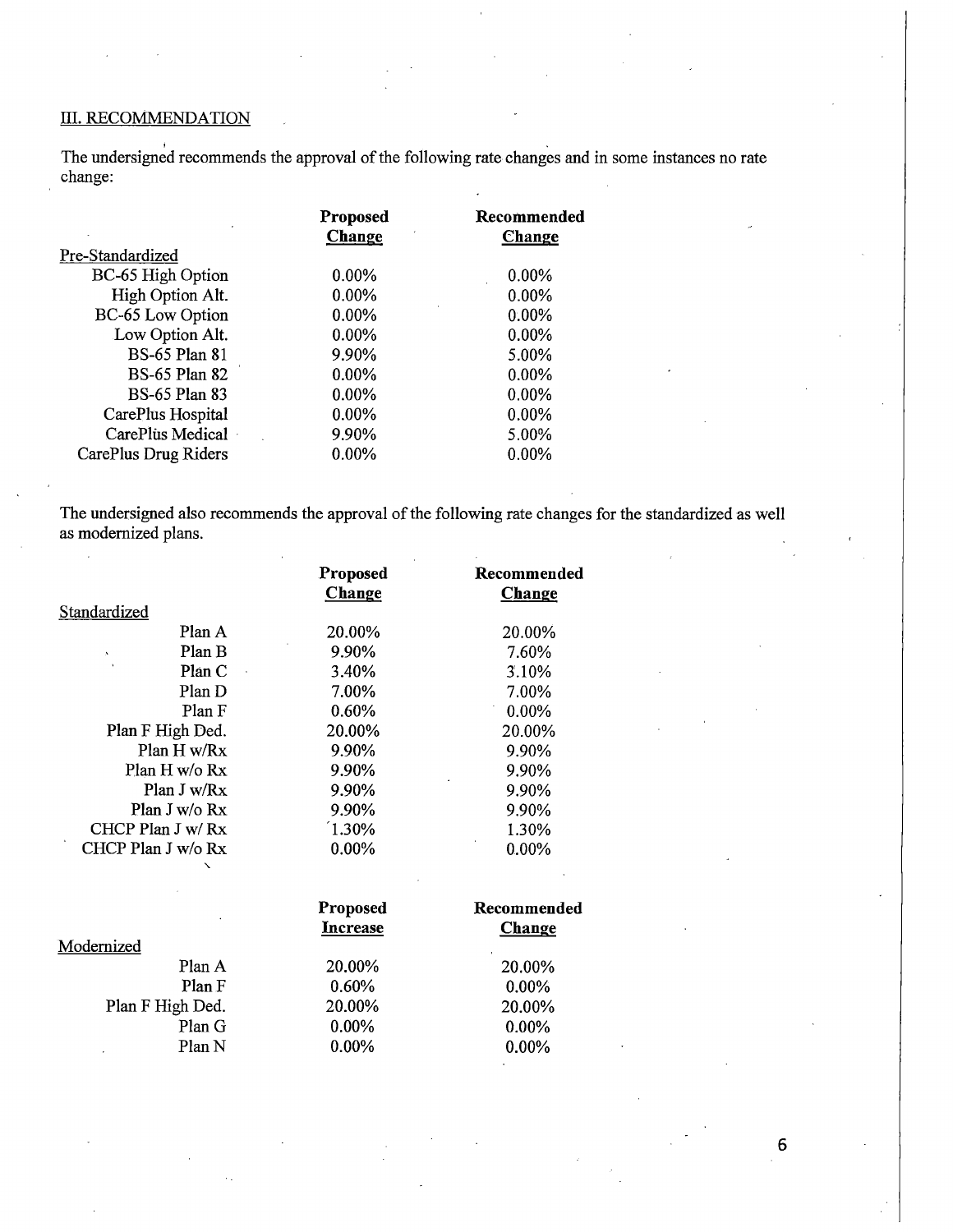## III. RECOMMENDATION

The undersigned recommends the approval of the following rate changes and in some instances no rate change:

| | Proposed Change | Recommended Change |
|---|---|---|
| Pre-Standardized | | |
| BC-65 High Option | 0.00% | 0.00% |
| High Option Alt. | 0.00% | 0.00% |
| BC-65 Low Option | 0.00% | 0.00% |
| Low Option Alt. | 0.00% | 0.00% |
| BS-65 Plan 81 | 9.90% | 5.00% |
| BS-65 Plan 82 | 0.00% | 0.00% |
| BS-65 Plan 83 | 0.00% | 0.00% |
| CarePlus Hospital | 0.00% | 0.00% |
| CarePlus Medical | 9.90% | 5.00% |
| CarePlus Drug Riders | 0.00% | 0.00% |

The undersigned also recommends the approval of the following rate changes for the standardized as well as modernized plans.

| | Proposed Change | Recommended Change |
|---|---|---|
| Standardized | | |
| Plan A | 20.00% | 20.00% |
| Plan B | 9.90% | 7.60% |
| Plan C | 3.40% | 3.10% |
| Plan D | 7.00% | 7.00% |
| Plan F | 0.60% | 0.00% |
| Plan F High Ded. | 20.00% | 20.00% |
| Plan H w/Rx | 9.90% | 9.90% |
| Plan H w/o Rx | 9.90% | 9.90% |
| Plan J w/Rx | 9.90% | 9.90% |
| Plan J w/o Rx | 9.90% | 9.90% |
| CHCP Plan J w/ Rx | 1.30% | 1.30% |
| CHCP Plan J w/o Rx | 0.00% | 0.00% |

| | Proposed Increase | Recommended Change |
|---|---|---|
| Modernized | | |
| Plan A | 20.00% | 20.00% |
| Plan F | 0.60% | 0.00% |
| Plan F High Ded. | 20.00% | 20.00% |
| Plan G | 0.00% | 0.00% |
| Plan N | 0.00% | 0.00% |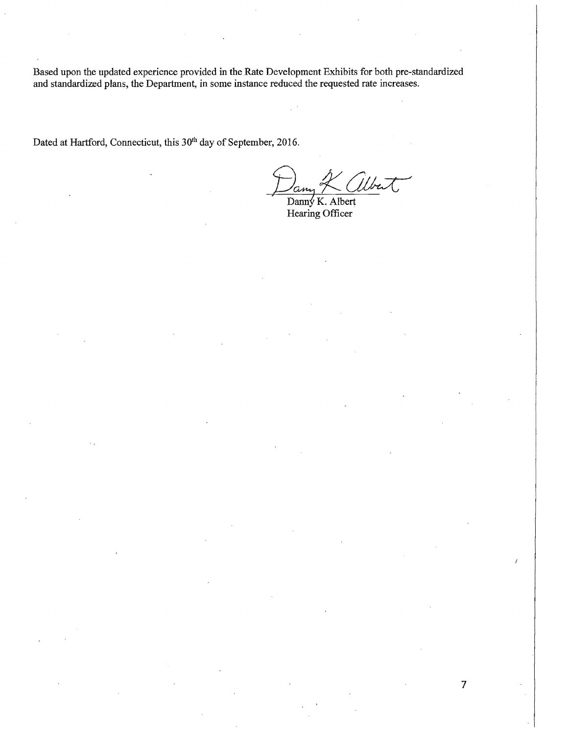Based upon the updated experience provided in the Rate Development Exhibits for both pre-standardized and standardized plans, the Department, in some instance reduced the requested rate increases.

Dated at Hartford, Connecticut, this 30th day of September, 2016.

Danny K. Albert
Hearing Officer